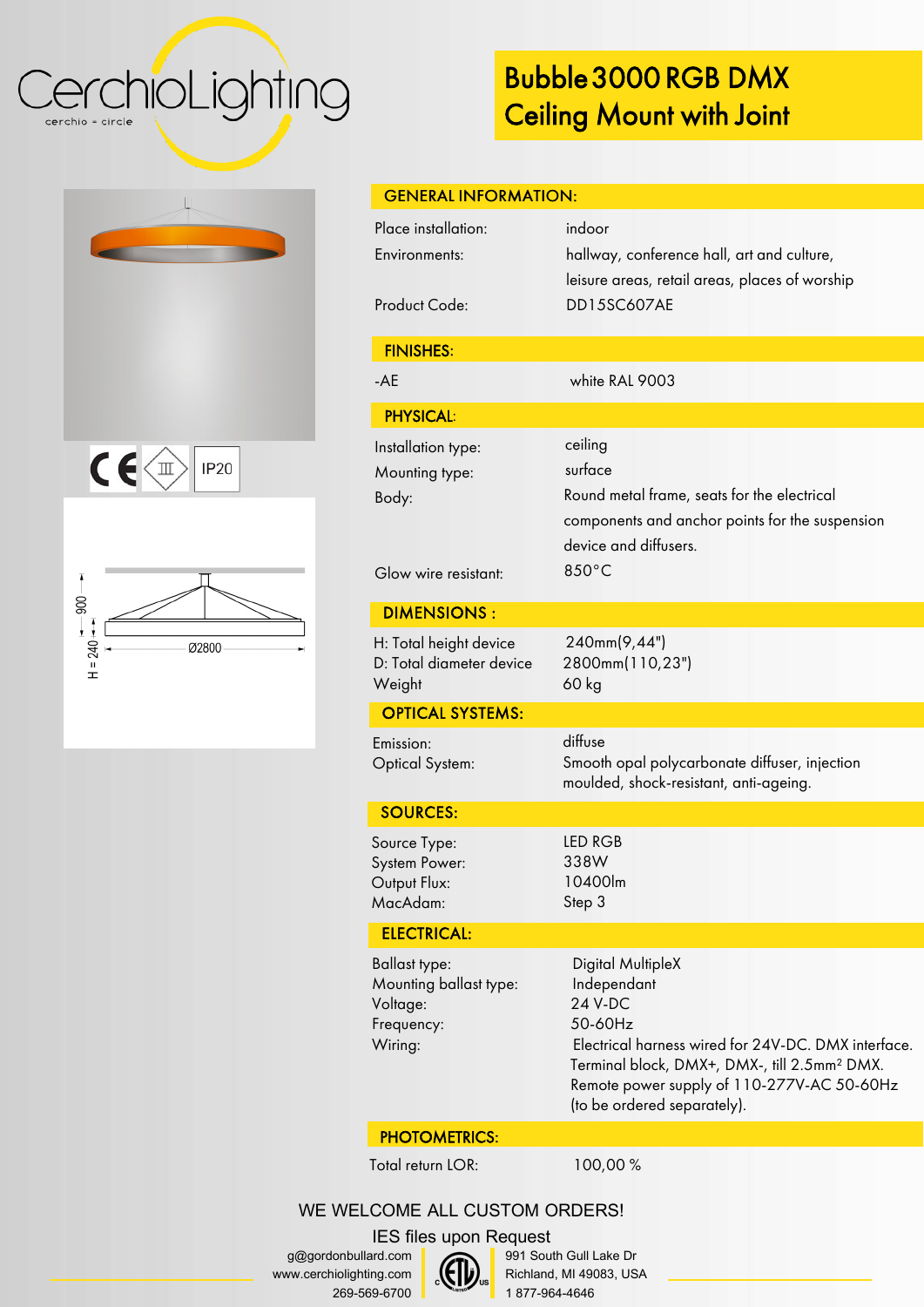# Bubble 3000 RGB DMX Ceiling Mount with Joint

CerchioLighting
cerchio = circle

IP20

900

H = 240

Ø2800

## GENERAL INFORMATION:

| | |
|---|---|
| Place installation: | indoor |
| Environments: | hallway, conference hall, art and culture, leisure areas, retail areas, places of worship |
| Product Code: | DD15SC607AE |

## FINISHES:

| | |
|---|---|
| -AE | white RAL 9003 |

## PHYSICAL:

| | |
|---|---|
| Installation type: | ceiling |
| Mounting type: | surface |
| Body: | Round metal frame, seats for the electrical components and anchor points for the suspension device and diffusers. |
| Glow wire resistant: | 850°C |

## DIMENSIONS :

| | |
|---|---|
| H: Total height device | 240mm(9,44") |
| D: Total diameter device | 2800mm(110,23") |
| Weight | 60 kg |

## OPTICAL SYSTEMS:

| | |
|---|---|
| Emission: | diffuse |
| Optical System: | Smooth opal polycarbonate diffuser, injection moulded, shock-resistant, anti-ageing. |

## SOURCES:

| | |
|---|---|
| Source Type: | LED RGB |
| System Power: | 338W |
| Output Flux: | 10400lm |
| MacAdam: | Step 3 |

## ELECTRICAL:

| | |
|---|---|
| Ballast type: | Digital MultipleX |
| Mounting ballast type: | Independant |
| Voltage: | 24 V-DC |
| Frequency: | 50-60Hz |
| Wiring: | Electrical harness wired for 24V-DC. DMX interface. Terminal block, DMX+, DMX-, till 2.5mm² DMX. Remote power supply of 110-277V-AC 50-60Hz (to be ordered separately). |

## PHOTOMETRICS:

| | |
|---|---|
| Total return LOR: | 100,00 % |

WE WELCOME ALL CUSTOM ORDERS!

IES files upon Request

g@gordonbullard.com
www.cerchiolighting.com
269-569-6700

991 South Gull Lake Dr
Richland, MI 49083, USA
1 877-964-4646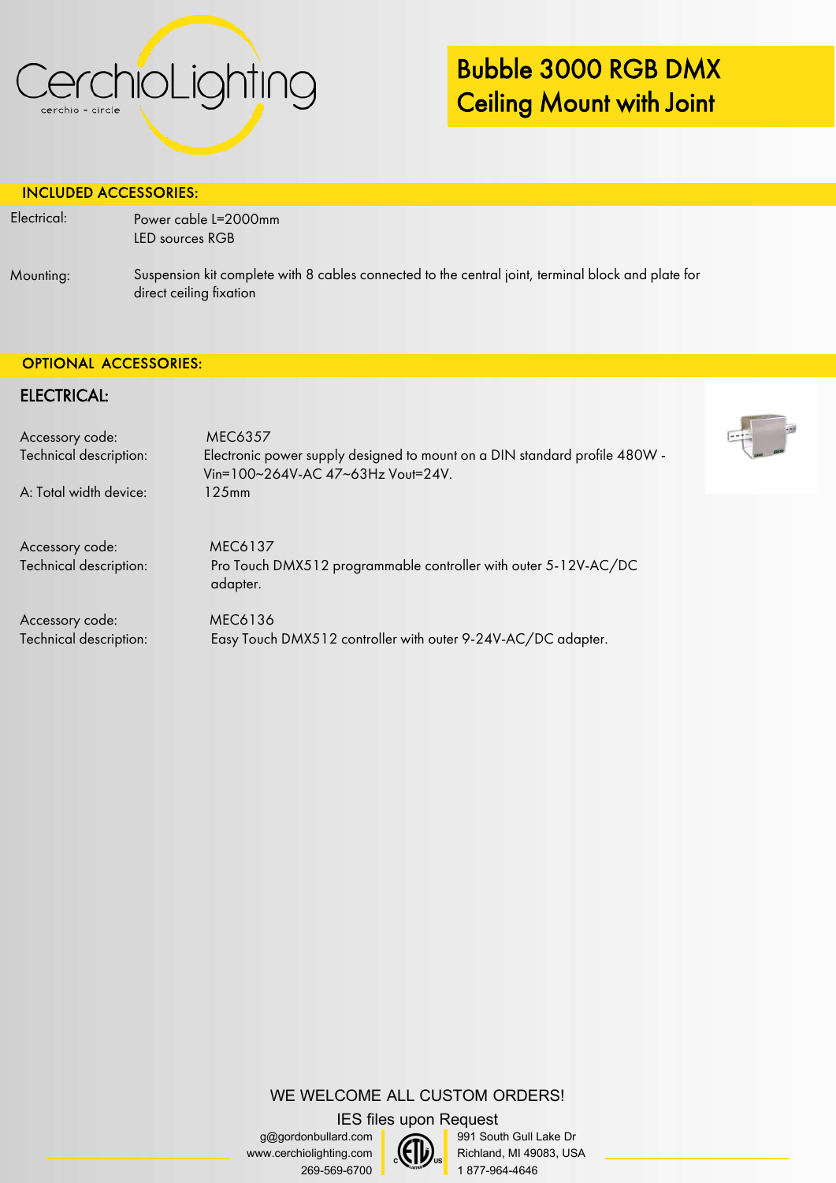# Bubble 3000 RGB DMX Ceiling Mount with Joint

## INCLUDED ACCESSORIES:

| | |
|---|---|
| Electrical: | Power cable L=2000mm<br>LED sources RGB |
| Mounting: | Suspension kit complete with 8 cables connected to the central joint, terminal block and plate for direct ceiling fixation |

## OPTIONAL ACCESSORIES:

### ELECTRICAL:

| | |
|---|---|
| Accessory code: | MEC6357 |
| Technical description: | Electronic power supply designed to mount on a DIN standard profile 480W - Vin=100~264V-AC 47~63Hz Vout=24V. |
| A: Total width device: | 125mm |

| | |
|---|---|
| Accessory code: | MEC6137 |
| Technical description: | Pro Touch DMX512 programmable controller with outer 5-12V-AC/DC adapter. |

| | |
|---|---|
| Accessory code: | MEC6136 |
| Technical description: | Easy Touch DMX512 controller with outer 9-24V-AC/DC adapter. |

WE WELCOME ALL CUSTOM ORDERS!

IES files upon Request

g@gordonbullard.com
www.cerchiolighting.com
269-569-6700

991 South Gull Lake Dr
Richland, MI 49083, USA
1 877-964-4646